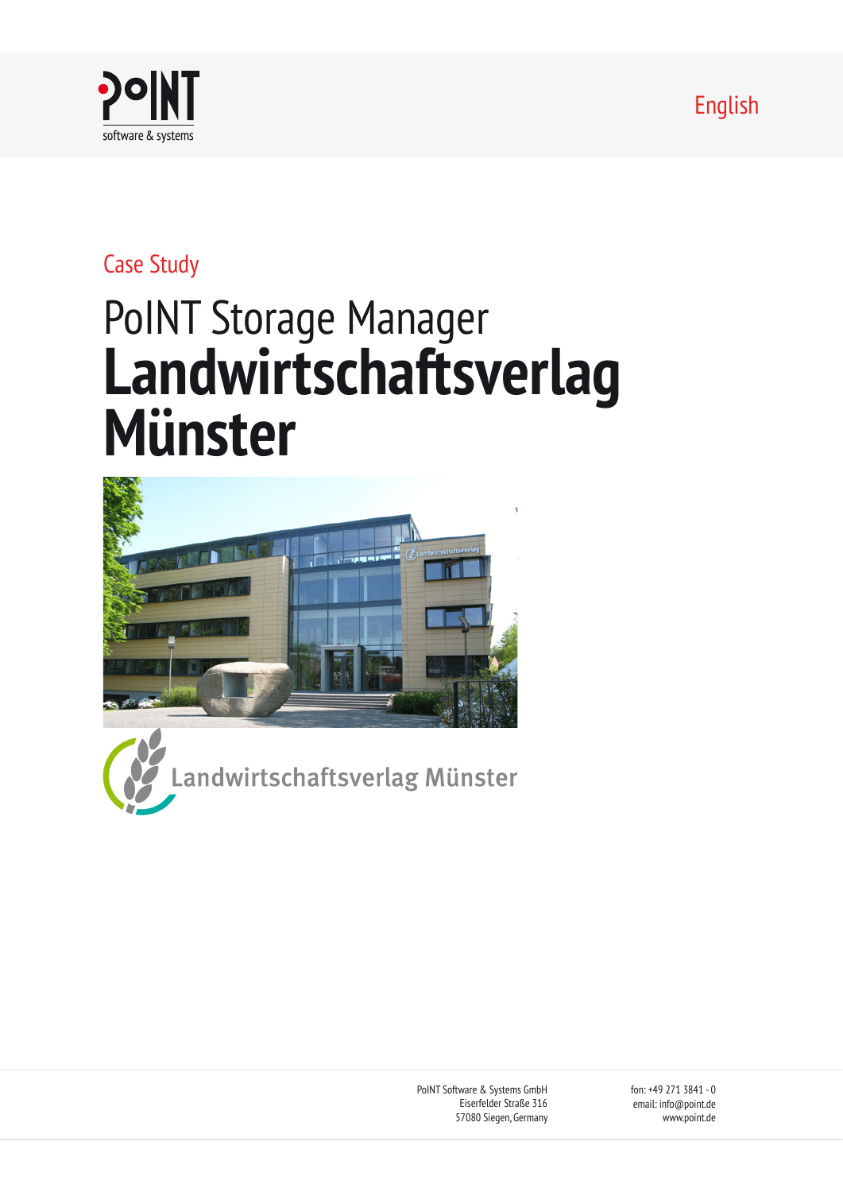English

Case Study

# PoINT Storage Manager
# **Landwirtschaftsverlag Münster**

PoINT Software & Systems GmbH
Eiserfelder Straße 316
57080 Siegen, Germany

fon: +49 271 3841 - 0
email: info@point.de
www.point.de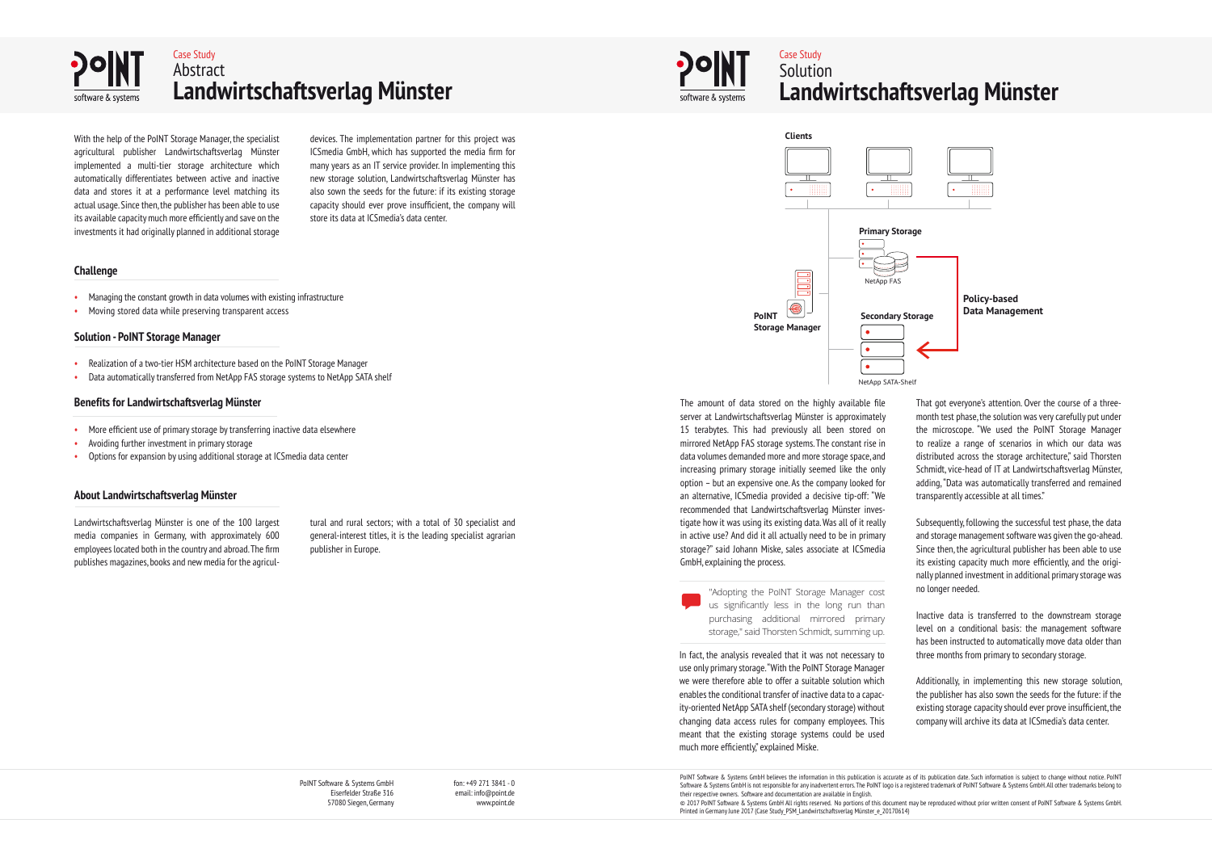# Case Study Abstract
# Landwirtschaftsverlag Münster

With the help of the PoINT Storage Manager, the specialist agricultural publisher Landwirtschaftsverlag Münster implemented a multi-tier storage architecture which automatically differentiates between active and inactive data and stores it at a performance level matching its actual usage. Since then, the publisher has been able to use its available capacity much more efficiently and save on the investments it had originally planned in additional storage devices. The implementation partner for this project was ICSmedia GmbH, which has supported the media firm for many years as an IT service provider. In implementing this new storage solution, Landwirtschaftsverlag Münster has also sown the seeds for the future: if its existing storage capacity should ever prove insufficient, the company will store its data at ICSmedia's data center.

## Challenge

- Managing the constant growth in data volumes with existing infrastructure
- Moving stored data while preserving transparent access

## Solution - PoINT Storage Manager

- Realization of a two-tier HSM architecture based on the PoINT Storage Manager
- Data automatically transferred from NetApp FAS storage systems to NetApp SATA shelf

## Benefits for Landwirtschaftsverlag Münster

- More efficient use of primary storage by transferring inactive data elsewhere
- Avoiding further investment in primary storage
- Options for expansion by using additional storage at ICSmedia data center

## About Landwirtschaftsverlag Münster

Landwirtschaftsverlag Münster is one of the 100 largest media companies in Germany, with approximately 600 employees located both in the country and abroad. The firm publishes magazines, books and new media for the agricultural and rural sectors; with a total of 30 specialist and general-interest titles, it is the leading specialist agrarian publisher in Europe.

PoINT Software & Systems GmbH
Eiserfelder Straße 316
57080 Siegen, Germany

fon: +49 271 3841 - 0
email: info@point.de
www.point.de

# Case Study Solution
# Landwirtschaftsverlag Münster

Clients

Primary Storage
NetApp FAS

PoINT Storage Manager

Secondary Storage
NetApp SATA-Shelf

Policy-based Data Management

The amount of data stored on the highly available file server at Landwirtschaftsverlag Münster is approximately 15 terabytes. This had previously all been stored on mirrored NetApp FAS storage systems. The constant rise in data volumes demanded more and more storage space, and increasing primary storage initially seemed like the only option – but an expensive one. As the company looked for an alternative, ICSmedia provided a decisive tip-off: "We recommended that Landwirtschaftsverlag Münster investigate how it was using its existing data. Was all of it really in active use? And did it all actually need to be in primary storage?" said Johann Miske, sales associate at ICSmedia GmbH, explaining the process.

> "Adopting the PoINT Storage Manager cost us significantly less in the long run than purchasing additional mirrored primary storage," said Thorsten Schmidt, summing up.

In fact, the analysis revealed that it was not necessary to use only primary storage. "With the PoINT Storage Manager we were therefore able to offer a suitable solution which enables the conditional transfer of inactive data to a capacity-oriented NetApp SATA shelf (secondary storage) without changing data access rules for company employees. This meant that the existing storage systems could be used much more efficiently," explained Miske.

That got everyone's attention. Over the course of a three-month test phase, the solution was very carefully put under the microscope. "We used the PoINT Storage Manager to realize a range of scenarios in which our data was distributed across the storage architecture," said Thorsten Schmidt, vice-head of IT at Landwirtschaftsverlag Münster, adding, "Data was automatically transferred and remained transparently accessible at all times."

Subsequently, following the successful test phase, the data and storage management software was given the go-ahead. Since then, the agricultural publisher has been able to use its existing capacity much more efficiently, and the originally planned investment in additional primary storage was no longer needed.

Inactive data is transferred to the downstream storage level on a conditional basis: the management software has been instructed to automatically move data older than three months from primary to secondary storage.

Additionally, in implementing this new storage solution, the publisher has also sown the seeds for the future: if the existing storage capacity should ever prove insufficient, the company will archive its data at ICSmedia's data center.

PoINT Software & Systems GmbH believes the information in this publication is accurate as of its publication date. Such information is subject to change without notice. PoINT Software & Systems GmbH is not responsible for any inadvertent errors. The PoINT logo is a registered trademark of PoINT Software & Systems GmbH. All other trademarks belong to their respective owners. Software and documentation are available in English.
© 2017 PoINT Software & Systems GmbH All rights reserved. No portions of this document may be reproduced without prior written consent of PoINT Software & Systems GmbH.
Printed in Germany June 2017 (Case Study_PSM_Landwirtschaftsverlag Münster_e_20170614)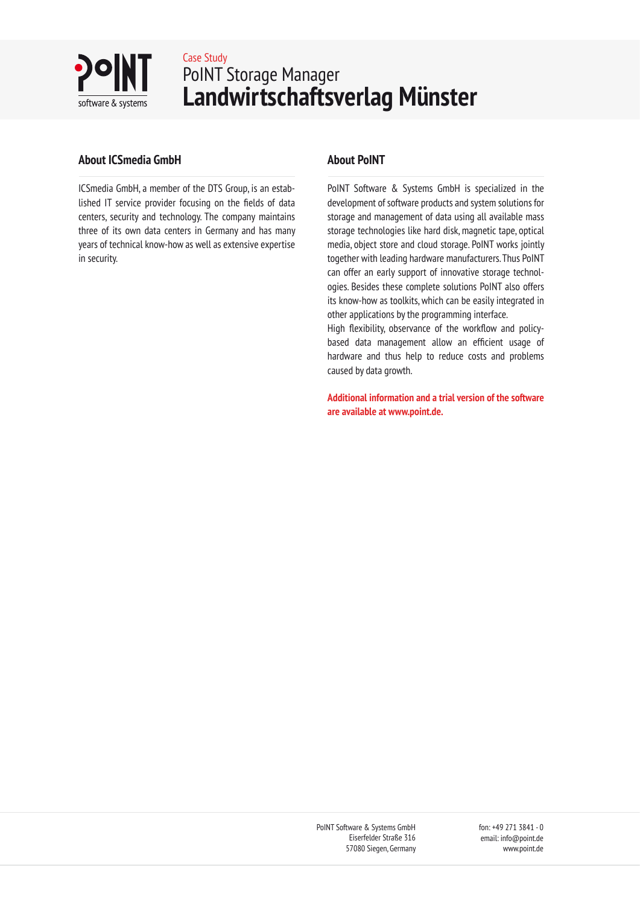## About ICSmedia GmbH

ICSmedia GmbH, a member of the DTS Group, is an established IT service provider focusing on the fields of data centers, security and technology. The company maintains three of its own data centers in Germany and has many years of technical know-how as well as extensive expertise in security.

## About PoINT

PoINT Software & Systems GmbH is specialized in the development of software products and system solutions for storage and management of data using all available mass storage technologies like hard disk, magnetic tape, optical media, object store and cloud storage. PoINT works jointly together with leading hardware manufacturers. Thus PoINT can offer an early support of innovative storage technologies. Besides these complete solutions PoINT also offers its know-how as toolkits, which can be easily integrated in other applications by the programming interface.

High flexibility, observance of the workflow and policy-based data management allow an efficient usage of hardware and thus help to reduce costs and problems caused by data growth.

**Additional information and a trial version of the software are available at www.point.de.**

PoINT Software & Systems GmbH
Eiserfelder Straße 316
57080 Siegen, Germany

fon: +49 271 3841 - 0
email: info@point.de
www.point.de